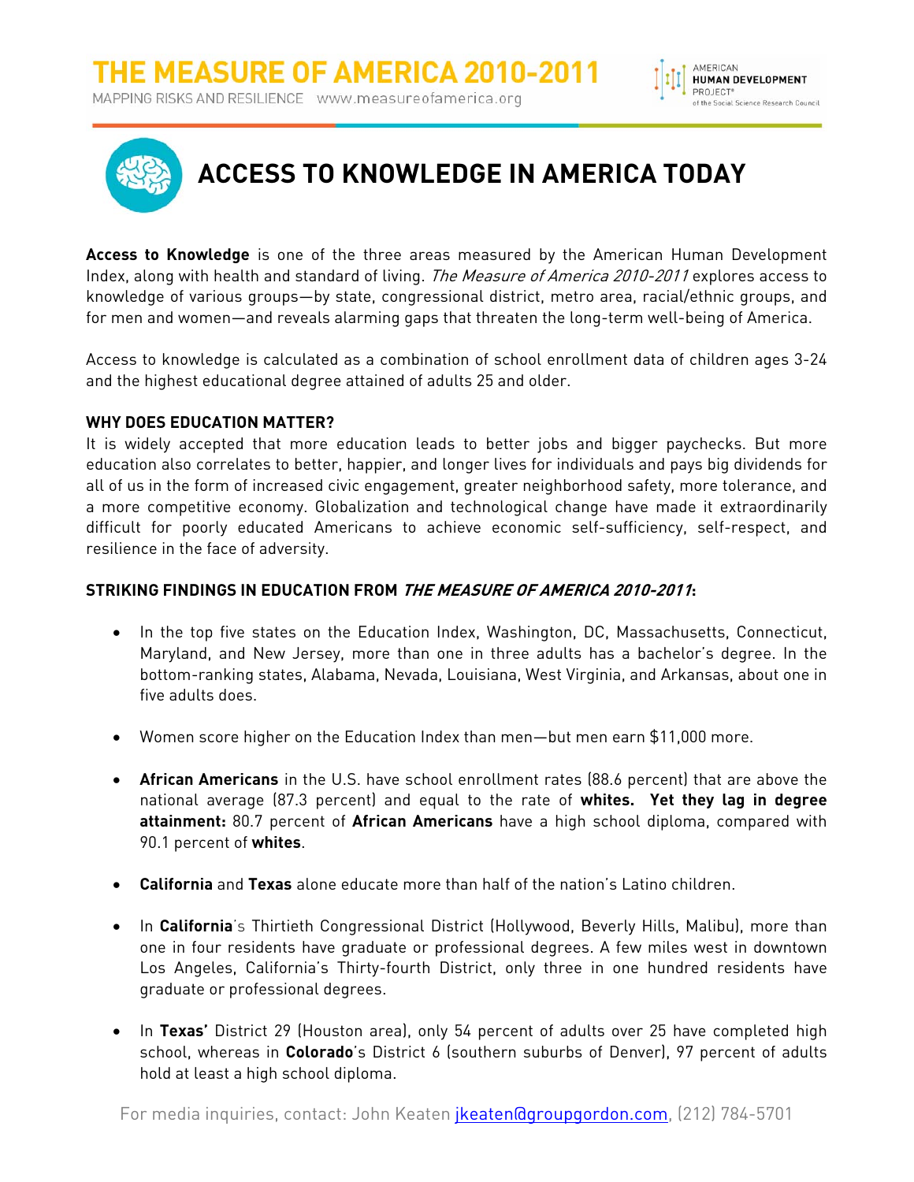# THE MEASURE OF AMERICA 2010-2011

MAPPING RISKS AND RESILIENCE www.measureofamerica.org

AMERICAN HUMAN DEVELOPMENT PROJECT® of the Social Science Research Council

## ACCESS TO KNOWLEDGE IN AMERICA TODAY

**Access to Knowledge** is one of the three areas measured by the American Human Development Index, along with health and standard of living. *The Measure of America 2010-2011* explores access to knowledge of various groups—by state, congressional district, metro area, racial/ethnic groups, and for men and women—and reveals alarming gaps that threaten the long-term well-being of America.

Access to knowledge is calculated as a combination of school enrollment data of children ages 3-24 and the highest educational degree attained of adults 25 and older.

### WHY DOES EDUCATION MATTER?

It is widely accepted that more education leads to better jobs and bigger paychecks. But more education also correlates to better, happier, and longer lives for individuals and pays big dividends for all of us in the form of increased civic engagement, greater neighborhood safety, more tolerance, and a more competitive economy. Globalization and technological change have made it extraordinarily difficult for poorly educated Americans to achieve economic self-sufficiency, self-respect, and resilience in the face of adversity.

### STRIKING FINDINGS IN EDUCATION FROM *THE MEASURE OF AMERICA 2010-2011*:

- In the top five states on the Education Index, Washington, DC, Massachusetts, Connecticut, Maryland, and New Jersey, more than one in three adults has a bachelor's degree. In the bottom-ranking states, Alabama, Nevada, Louisiana, West Virginia, and Arkansas, about one in five adults does.
- Women score higher on the Education Index than men—but men earn $11,000 more.
- **African Americans** in the U.S. have school enrollment rates (88.6 percent) that are above the national average (87.3 percent) and equal to the rate of **whites. Yet they lag in degree attainment:** 80.7 percent of **African Americans** have a high school diploma, compared with 90.1 percent of **whites**.
- **California** and **Texas** alone educate more than half of the nation's Latino children.
- In **California**'s Thirtieth Congressional District (Hollywood, Beverly Hills, Malibu), more than one in four residents have graduate or professional degrees. A few miles west in downtown Los Angeles, California's Thirty-fourth District, only three in one hundred residents have graduate or professional degrees.
- In **Texas'** District 29 (Houston area), only 54 percent of adults over 25 have completed high school, whereas in **Colorado**'s District 6 (southern suburbs of Denver), 97 percent of adults hold at least a high school diploma.

For media inquiries, contact: John Keaten jkeaten@groupgordon.com, (212) 784-5701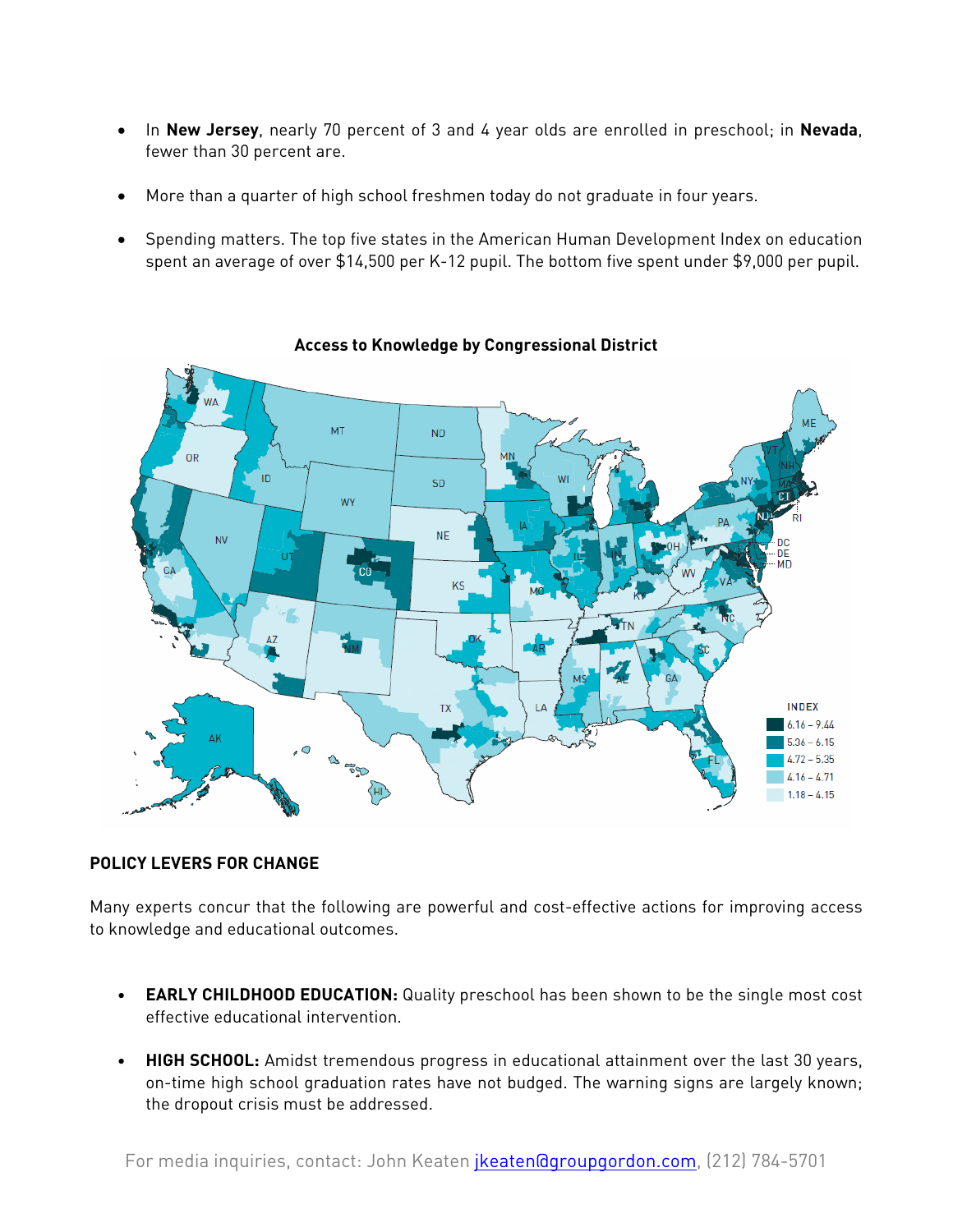- In **New Jersey**, nearly 70 percent of 3 and 4 year olds are enrolled in preschool; in **Nevada**, fewer than 30 percent are.

- More than a quarter of high school freshmen today do not graduate in four years.

- Spending matters. The top five states in the American Human Development Index on education spent an average of over $14,500 per K-12 pupil. The bottom five spent under $9,000 per pupil.

**Access to Knowledge by Congressional District**

INDEX

- 6.16 – 9.44
- 5.36 – 6.15
- 4.72 – 5.35
- 4.16 – 4.71
- 1.18 – 4.15

## POLICY LEVERS FOR CHANGE

Many experts concur that the following are powerful and cost-effective actions for improving access to knowledge and educational outcomes.

- **EARLY CHILDHOOD EDUCATION:** Quality preschool has been shown to be the single most cost effective educational intervention.

- **HIGH SCHOOL:** Amidst tremendous progress in educational attainment over the last 30 years, on-time high school graduation rates have not budged. The warning signs are largely known; the dropout crisis must be addressed.

For media inquiries, contact: John Keaten jkeaten@groupgordon.com, (212) 784-5701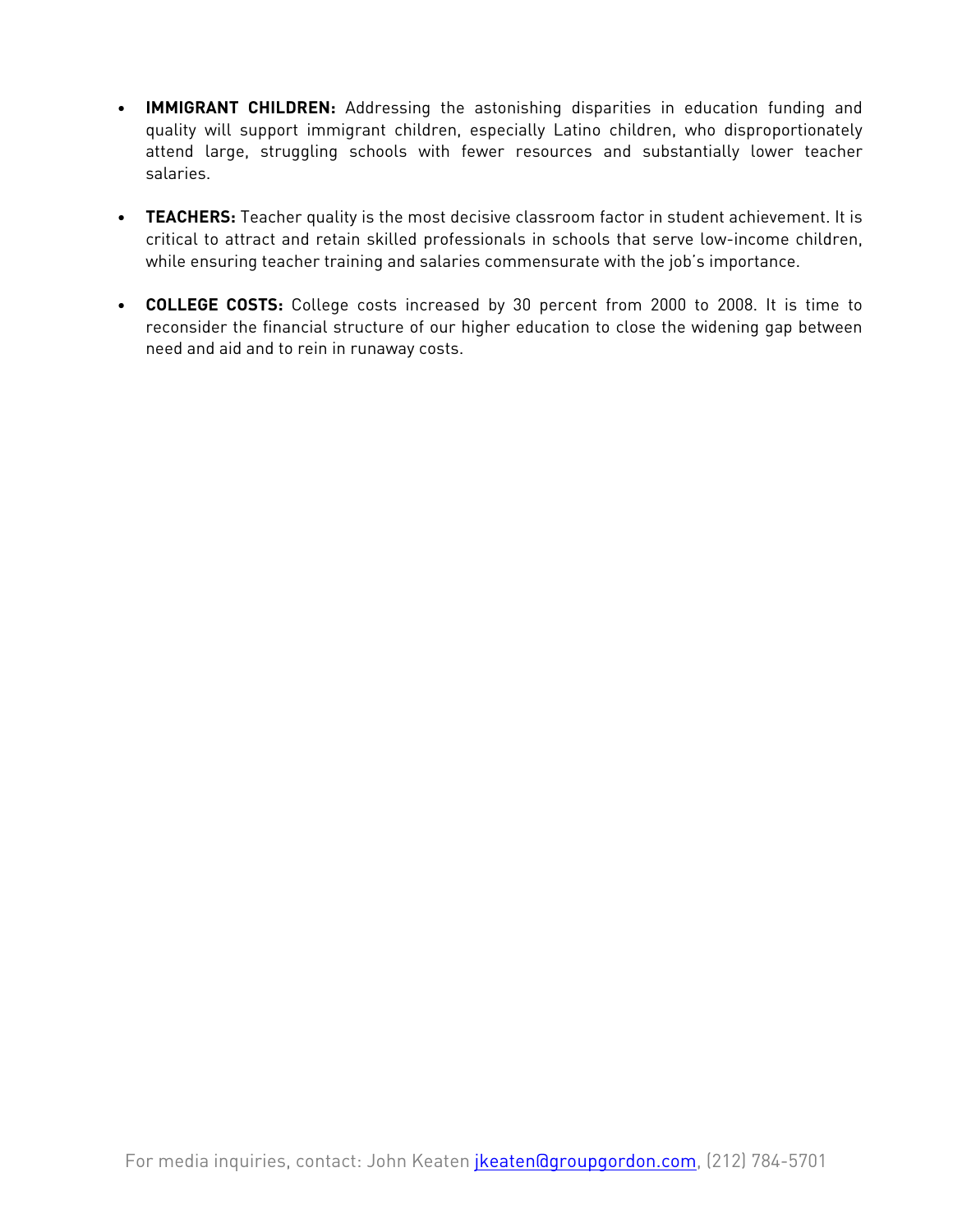- **IMMIGRANT CHILDREN:** Addressing the astonishing disparities in education funding and quality will support immigrant children, especially Latino children, who disproportionately attend large, struggling schools with fewer resources and substantially lower teacher salaries.

- **TEACHERS:** Teacher quality is the most decisive classroom factor in student achievement. It is critical to attract and retain skilled professionals in schools that serve low-income children, while ensuring teacher training and salaries commensurate with the job's importance.

- **COLLEGE COSTS:** College costs increased by 30 percent from 2000 to 2008. It is time to reconsider the financial structure of our higher education to close the widening gap between need and aid and to rein in runaway costs.

For media inquiries, contact: John Keaten jkeaten@groupgordon.com, (212) 784-5701